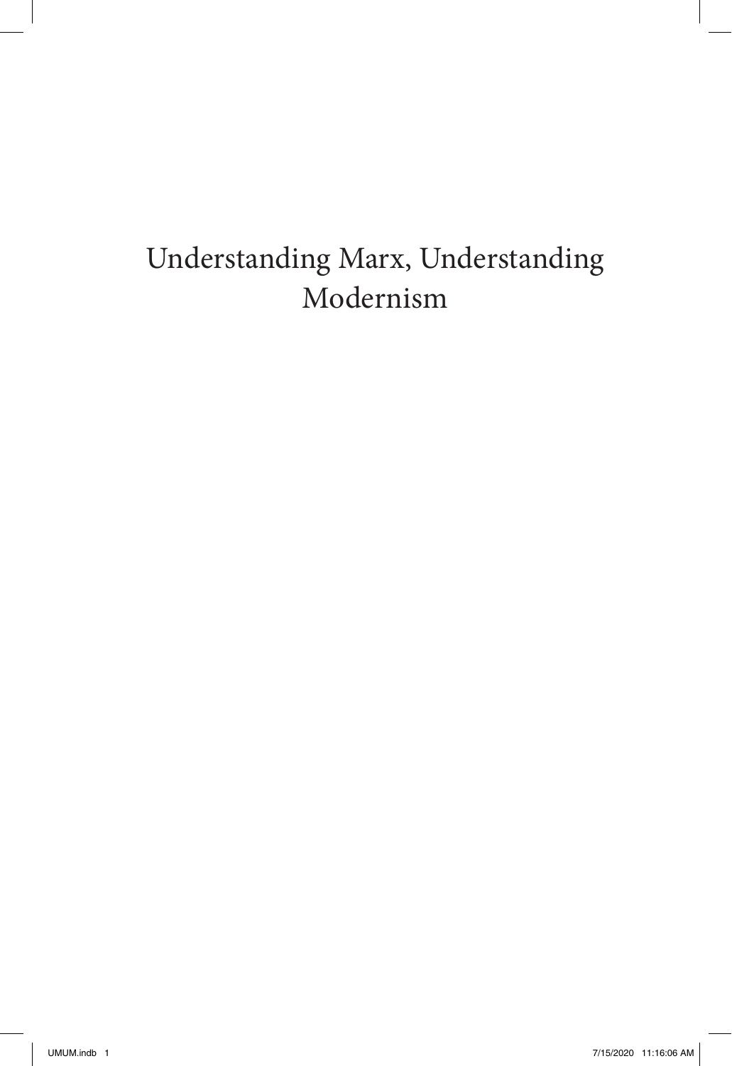# Understanding Marx, Understanding Modernism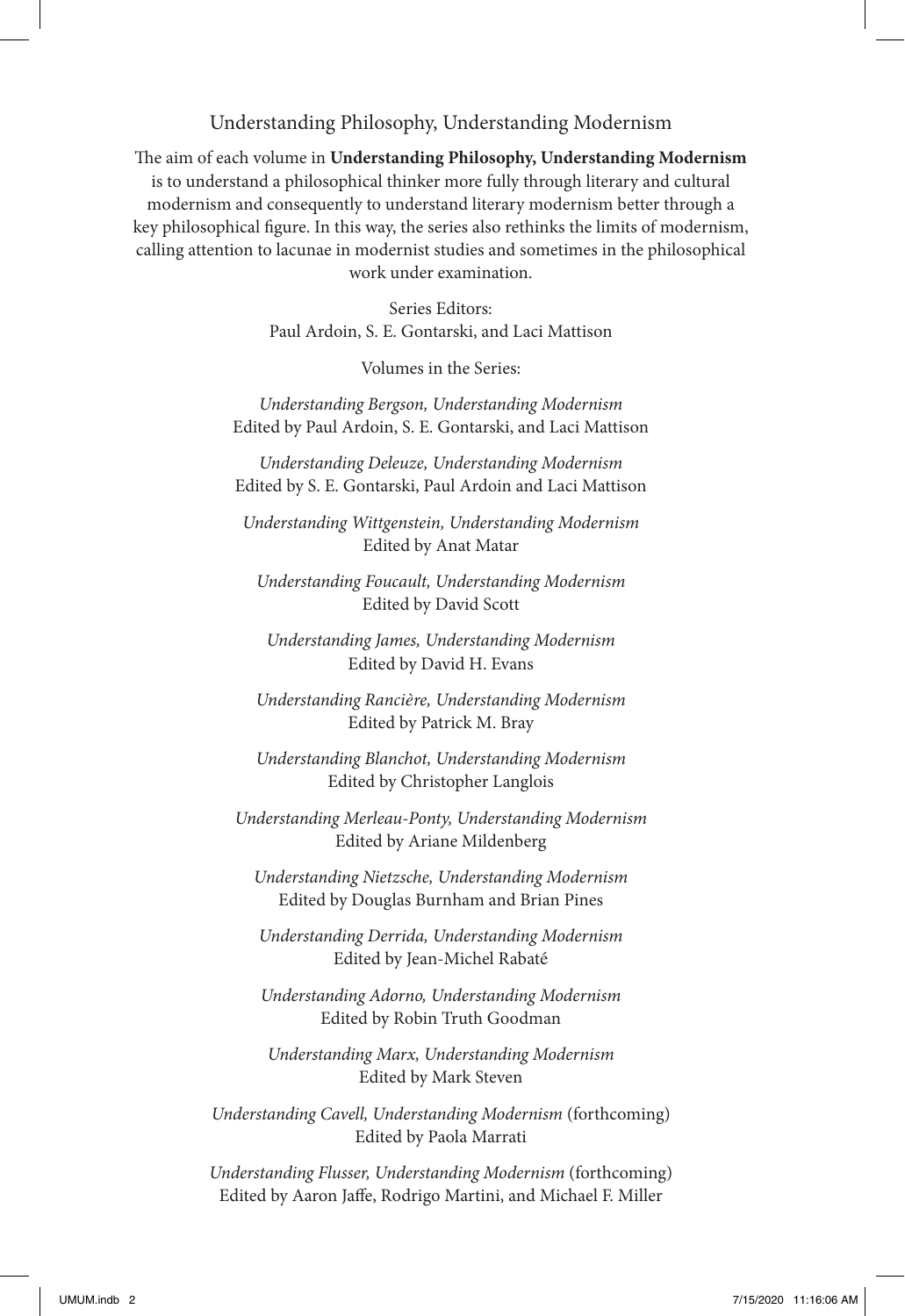# Understanding Philosophy, Understanding Modernism

The aim of each volume in **Understanding Philosophy, Understanding Modernism** is to understand a philosophical thinker more fully through literary and cultural modernism and consequently to understand literary modernism better through a key philosophical figure. In this way, the series also rethinks the limits of modernism, calling attention to lacunae in modernist studies and sometimes in the philosophical work under examination.

Series Editors:
Paul Ardoin, S. E. Gontarski, and Laci Mattison

Volumes in the Series:

*Understanding Bergson, Understanding Modernism*
Edited by Paul Ardoin, S. E. Gontarski, and Laci Mattison

*Understanding Deleuze, Understanding Modernism*
Edited by S. E. Gontarski, Paul Ardoin and Laci Mattison

*Understanding Wittgenstein, Understanding Modernism*
Edited by Anat Matar

*Understanding Foucault, Understanding Modernism*
Edited by David Scott

*Understanding James, Understanding Modernism*
Edited by David H. Evans

*Understanding Rancière, Understanding Modernism*
Edited by Patrick M. Bray

*Understanding Blanchot, Understanding Modernism*
Edited by Christopher Langlois

*Understanding Merleau-Ponty, Understanding Modernism*
Edited by Ariane Mildenberg

*Understanding Nietzsche, Understanding Modernism*
Edited by Douglas Burnham and Brian Pines

*Understanding Derrida, Understanding Modernism*
Edited by Jean-Michel Rabaté

*Understanding Adorno, Understanding Modernism*
Edited by Robin Truth Goodman

*Understanding Marx, Understanding Modernism*
Edited by Mark Steven

*Understanding Cavell, Understanding Modernism* (forthcoming)
Edited by Paola Marrati

*Understanding Flusser, Understanding Modernism* (forthcoming)
Edited by Aaron Jaffe, Rodrigo Martini, and Michael F. Miller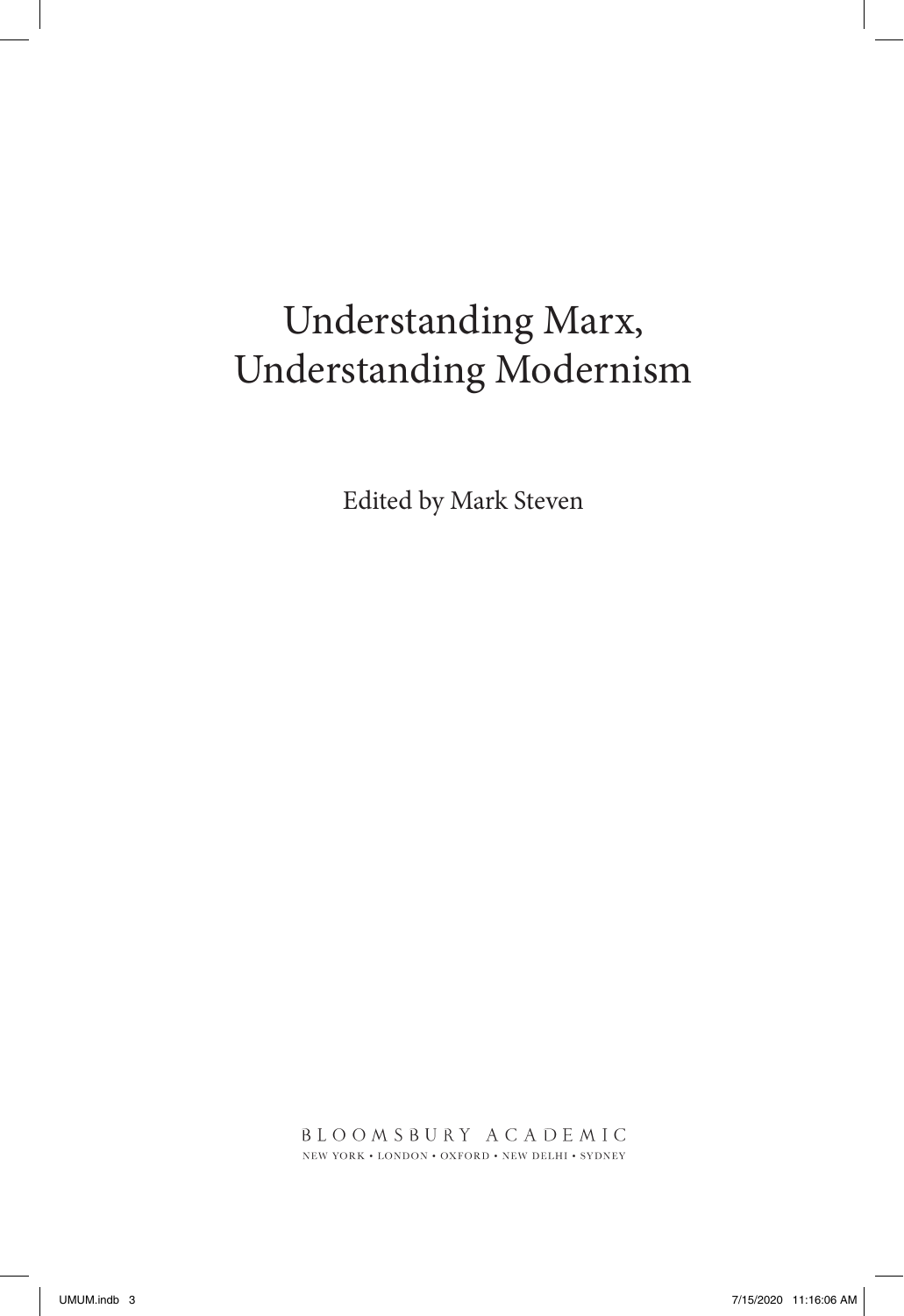# Understanding Marx, Understanding Modernism

Edited by Mark Steven

BLOOMSBURY ACADEMIC
NEW YORK • LONDON • OXFORD • NEW DELHI • SYDNEY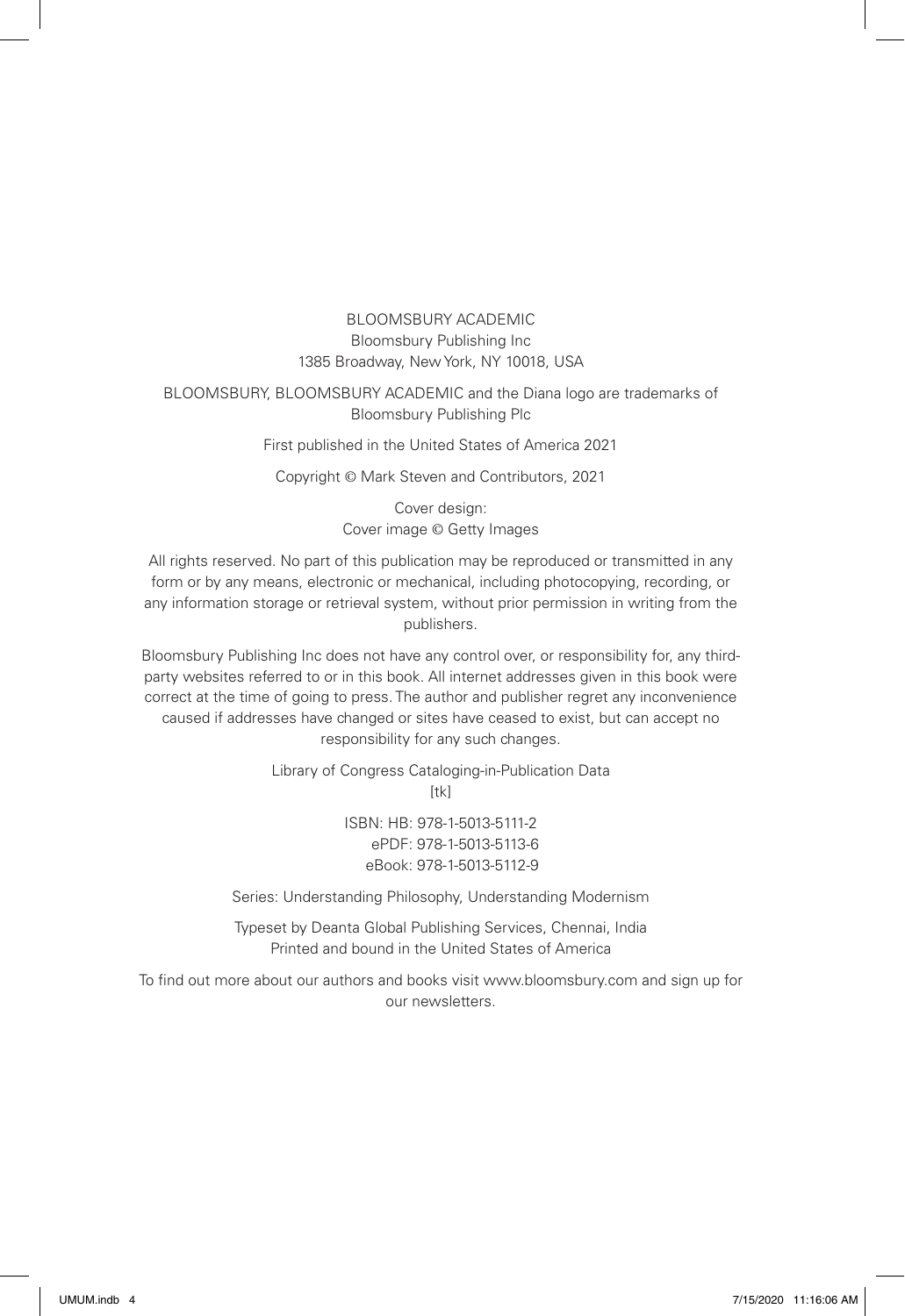BLOOMSBURY ACADEMIC
Bloomsbury Publishing Inc
1385 Broadway, New York, NY 10018, USA

BLOOMSBURY, BLOOMSBURY ACADEMIC and the Diana logo are trademarks of Bloomsbury Publishing Plc

First published in the United States of America 2021

Copyright © Mark Steven and Contributors, 2021

Cover design:
Cover image © Getty Images

All rights reserved. No part of this publication may be reproduced or transmitted in any form or by any means, electronic or mechanical, including photocopying, recording, or any information storage or retrieval system, without prior permission in writing from the publishers.

Bloomsbury Publishing Inc does not have any control over, or responsibility for, any third-party websites referred to or in this book. All internet addresses given in this book were correct at the time of going to press. The author and publisher regret any inconvenience caused if addresses have changed or sites have ceased to exist, but can accept no responsibility for any such changes.

Library of Congress Cataloging-in-Publication Data
[tk]

ISBN: HB: 978-1-5013-5111-2
ePDF: 978-1-5013-5113-6
eBook: 978-1-5013-5112-9

Series: Understanding Philosophy, Understanding Modernism

Typeset by Deanta Global Publishing Services, Chennai, India
Printed and bound in the United States of America

To find out more about our authors and books visit www.bloomsbury.com and sign up for our newsletters.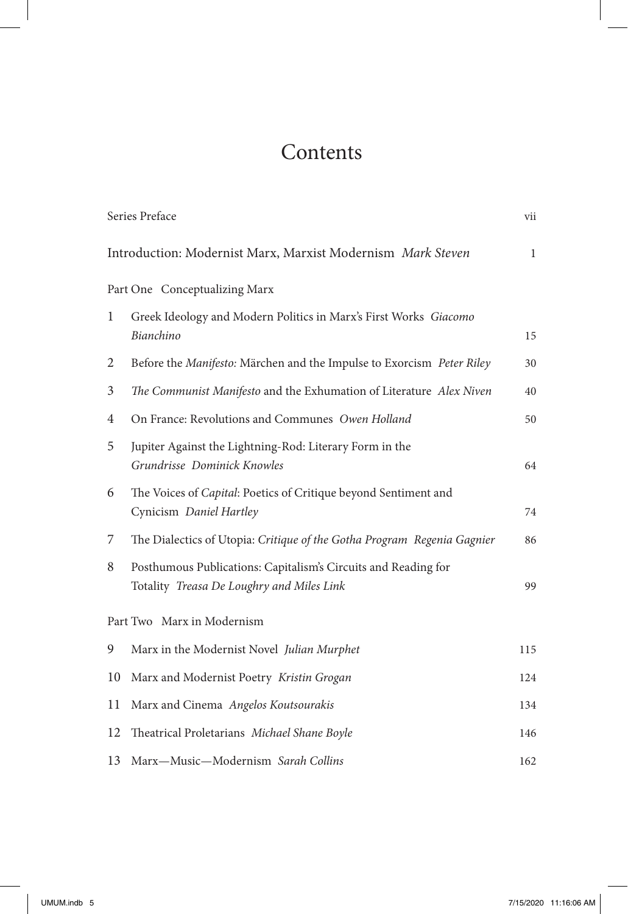# Contents

Series Preface vii

Introduction: Modernist Marx, Marxist Modernism *Mark Steven* 1

Part One Conceptualizing Marx

1. Greek Ideology and Modern Politics in Marx's First Works *Giacomo Bianchino* 15
2. Before the *Manifesto:* Märchen and the Impulse to Exorcism *Peter Riley* 30
3. *The Communist Manifesto* and the Exhumation of Literature *Alex Niven* 40
4. On France: Revolutions and Communes *Owen Holland* 50
5. Jupiter Against the Lightning-Rod: Literary Form in the *Grundrisse* *Dominick Knowles* 64
6. The Voices of *Capital*: Poetics of Critique beyond Sentiment and Cynicism *Daniel Hartley* 74
7. The Dialectics of Utopia: *Critique of the Gotha Program* *Regenia Gagnier* 86
8. Posthumous Publications: Capitalism's Circuits and Reading for Totality *Treasa De Loughry and Miles Link* 99

Part Two Marx in Modernism

9. Marx in the Modernist Novel *Julian Murphet* 115
10. Marx and Modernist Poetry *Kristin Grogan* 124
11. Marx and Cinema *Angelos Koutsourakis* 134
12. Theatrical Proletarians *Michael Shane Boyle* 146
13. Marx—Music—Modernism *Sarah Collins* 162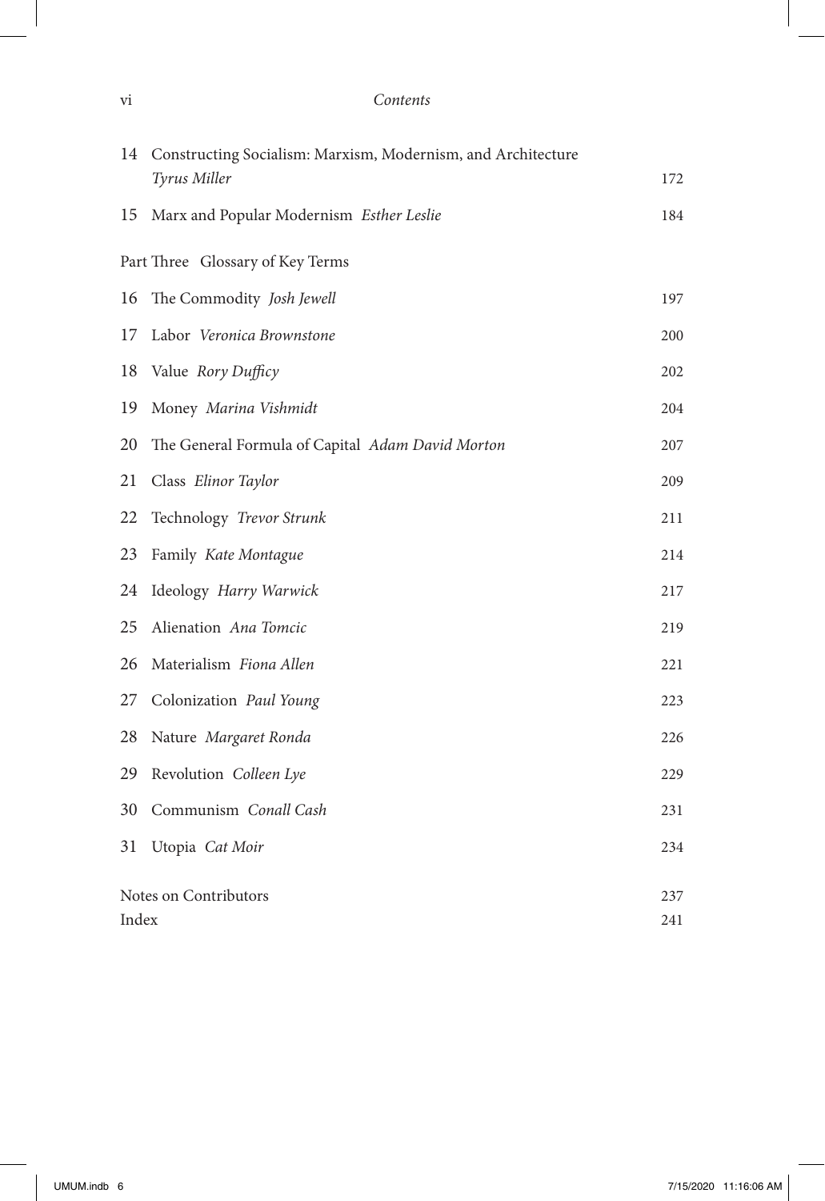14 Constructing Socialism: Marxism, Modernism, and Architecture *Tyrus Miller* 172

15 Marx and Popular Modernism *Esther Leslie* 184

Part Three Glossary of Key Terms

16 The Commodity *Josh Jewell* 197

17 Labor *Veronica Brownstone* 200

18 Value *Rory Dufficy* 202

19 Money *Marina Vishmidt* 204

20 The General Formula of Capital *Adam David Morton* 207

21 Class *Elinor Taylor* 209

22 Technology *Trevor Strunk* 211

23 Family *Kate Montague* 214

24 Ideology *Harry Warwick* 217

25 Alienation *Ana Tomcic* 219

26 Materialism *Fiona Allen* 221

27 Colonization *Paul Young* 223

28 Nature *Margaret Ronda* 226

29 Revolution *Colleen Lye* 229

30 Communism *Conall Cash* 231

31 Utopia *Cat Moir* 234

Notes on Contributors 237

Index 241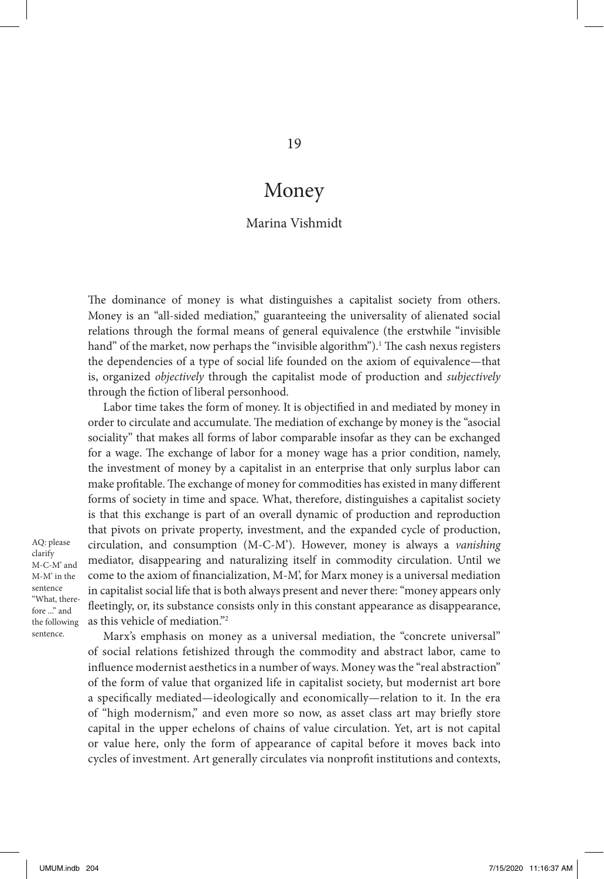# 19

# Money

## Marina Vishmidt

The dominance of money is what distinguishes a capitalist society from others. Money is an "all-sided mediation," guaranteeing the universality of alienated social relations through the formal means of general equivalence (the erstwhile "invisible hand" of the market, now perhaps the "invisible algorithm").[1] The cash nexus registers the dependencies of a type of social life founded on the axiom of equivalence—that is, organized *objectively* through the capitalist mode of production and *subjectively* through the fiction of liberal personhood.

Labor time takes the form of money. It is objectified in and mediated by money in order to circulate and accumulate. The mediation of exchange by money is the "asocial sociality" that makes all forms of labor comparable insofar as they can be exchanged for a wage. The exchange of labor for a money wage has a prior condition, namely, the investment of money by a capitalist in an enterprise that only surplus labor can make profitable. The exchange of money for commodities has existed in many different forms of society in time and space. What, therefore, distinguishes a capitalist society is that this exchange is part of an overall dynamic of production and reproduction that pivots on private property, investment, and the expanded cycle of production, circulation, and consumption (M-C-M'). However, money is always a *vanishing* mediator, disappearing and naturalizing itself in commodity circulation. Until we come to the axiom of financialization, M-M', for Marx money is a universal mediation in capitalist social life that is both always present and never there: "money appears only fleetingly, or, its substance consists only in this constant appearance as disappearance, as this vehicle of mediation."[2]

AQ: please clarify M-C-M' and M-M' in the sentence "What, therefore ..." and the following sentence.

Marx's emphasis on money as a universal mediation, the "concrete universal" of social relations fetishized through the commodity and abstract labor, came to influence modernist aesthetics in a number of ways. Money was the "real abstraction" of the form of value that organized life in capitalist society, but modernist art bore a specifically mediated—ideologically and economically—relation to it. In the era of "high modernism," and even more so now, as asset class art may briefly store capital in the upper echelons of chains of value circulation. Yet, art is not capital or value here, only the form of appearance of capital before it moves back into cycles of investment. Art generally circulates via nonprofit institutions and contexts,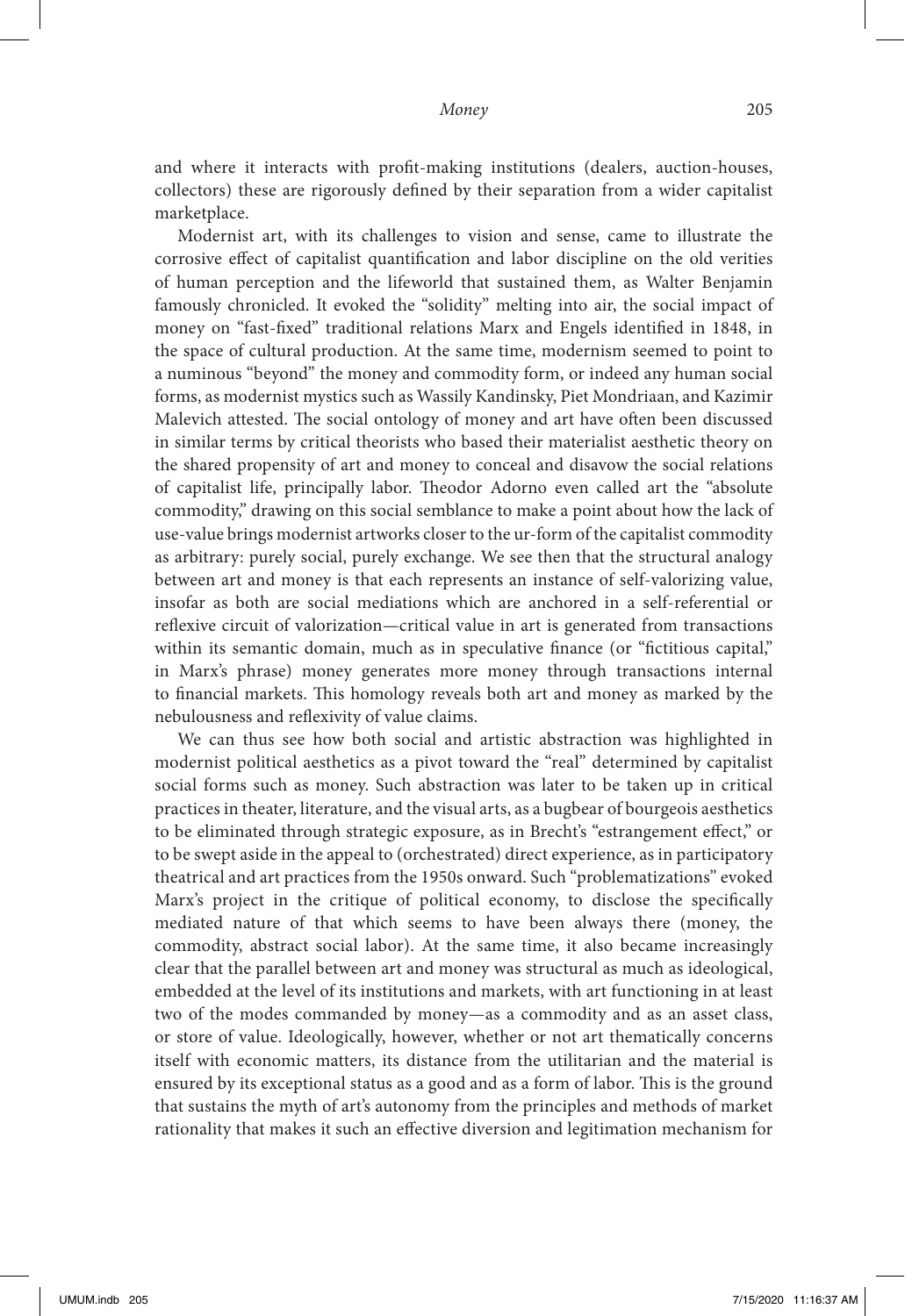and where it interacts with profit-making institutions (dealers, auction-houses, collectors) these are rigorously defined by their separation from a wider capitalist marketplace.

Modernist art, with its challenges to vision and sense, came to illustrate the corrosive effect of capitalist quantification and labor discipline on the old verities of human perception and the lifeworld that sustained them, as Walter Benjamin famously chronicled. It evoked the "solidity" melting into air, the social impact of money on "fast-fixed" traditional relations Marx and Engels identified in 1848, in the space of cultural production. At the same time, modernism seemed to point to a numinous "beyond" the money and commodity form, or indeed any human social forms, as modernist mystics such as Wassily Kandinsky, Piet Mondriaan, and Kazimir Malevich attested. The social ontology of money and art have often been discussed in similar terms by critical theorists who based their materialist aesthetic theory on the shared propensity of art and money to conceal and disavow the social relations of capitalist life, principally labor. Theodor Adorno even called art the "absolute commodity," drawing on this social semblance to make a point about how the lack of use-value brings modernist artworks closer to the ur-form of the capitalist commodity as arbitrary: purely social, purely exchange. We see then that the structural analogy between art and money is that each represents an instance of self-valorizing value, insofar as both are social mediations which are anchored in a self-referential or reflexive circuit of valorization—critical value in art is generated from transactions within its semantic domain, much as in speculative finance (or "fictitious capital," in Marx's phrase) money generates more money through transactions internal to financial markets. This homology reveals both art and money as marked by the nebulousness and reflexivity of value claims.

We can thus see how both social and artistic abstraction was highlighted in modernist political aesthetics as a pivot toward the "real" determined by capitalist social forms such as money. Such abstraction was later to be taken up in critical practices in theater, literature, and the visual arts, as a bugbear of bourgeois aesthetics to be eliminated through strategic exposure, as in Brecht's "estrangement effect," or to be swept aside in the appeal to (orchestrated) direct experience, as in participatory theatrical and art practices from the 1950s onward. Such "problematizations" evoked Marx's project in the critique of political economy, to disclose the specifically mediated nature of that which seems to have been always there (money, the commodity, abstract social labor). At the same time, it also became increasingly clear that the parallel between art and money was structural as much as ideological, embedded at the level of its institutions and markets, with art functioning in at least two of the modes commanded by money—as a commodity and as an asset class, or store of value. Ideologically, however, whether or not art thematically concerns itself with economic matters, its distance from the utilitarian and the material is ensured by its exceptional status as a good and as a form of labor. This is the ground that sustains the myth of art's autonomy from the principles and methods of market rationality that makes it such an effective diversion and legitimation mechanism for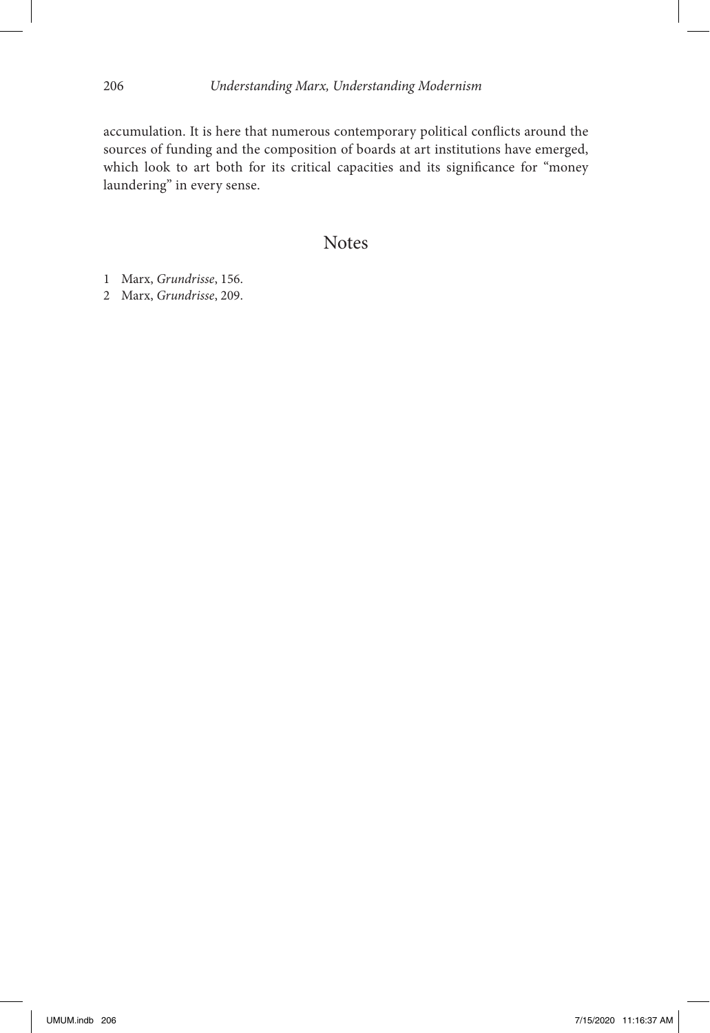accumulation. It is here that numerous contemporary political conflicts around the sources of funding and the composition of boards at art institutions have emerged, which look to art both for its critical capacities and its significance for "money laundering" in every sense.

## Notes

1 Marx, *Grundrisse*, 156.

2 Marx, *Grundrisse*, 209.